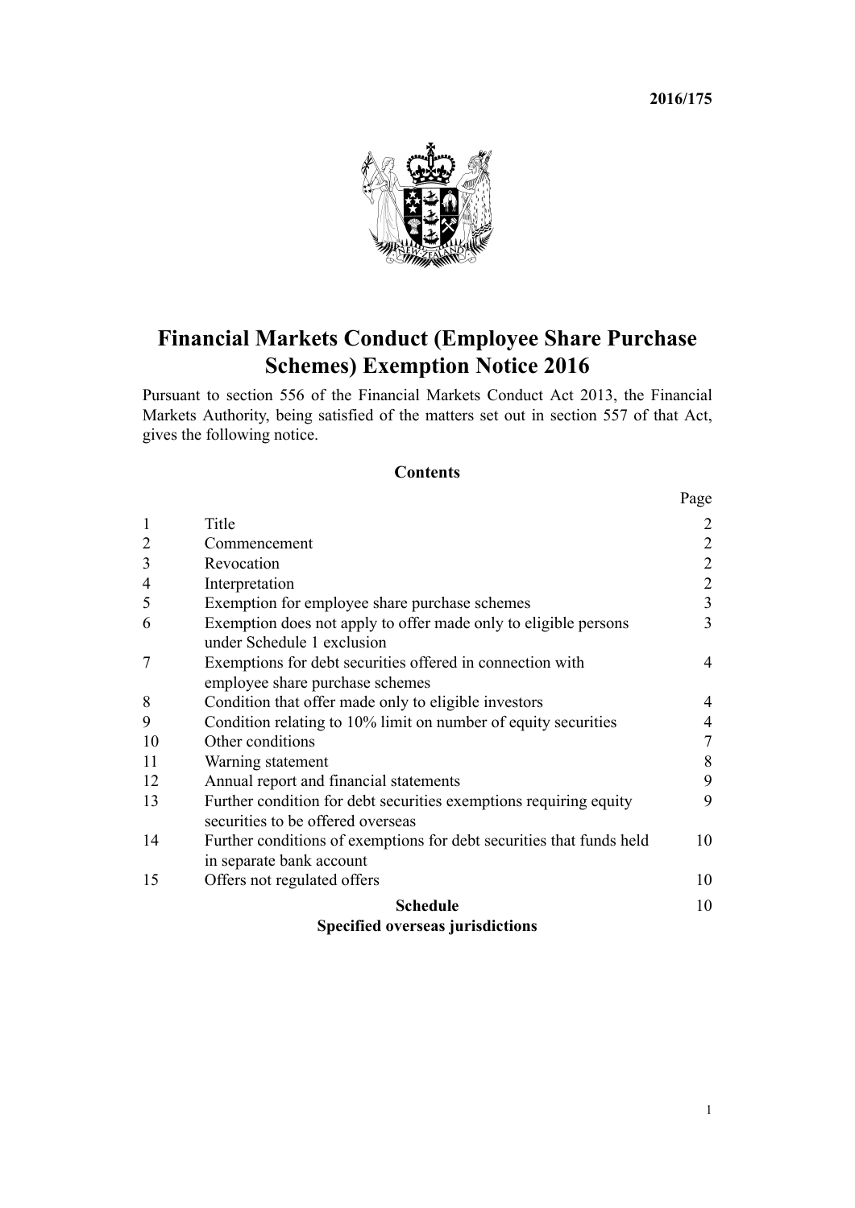**2016/175**

# Financial Markets Conduct (Employee Share Purchase Schemes) Exemption Notice 2016

Pursuant to section 556 of the Financial Markets Conduct Act 2013, the Financial Markets Authority, being satisfied of the matters set out in section 557 of that Act, gives the following notice.

## Contents

| | | Page |
|---|---|---|
| 1 | Title | 2 |
| 2 | Commencement | 2 |
| 3 | Revocation | 2 |
| 4 | Interpretation | 2 |
| 5 | Exemption for employee share purchase schemes | 3 |
| 6 | Exemption does not apply to offer made only to eligible persons under Schedule 1 exclusion | 3 |
| 7 | Exemptions for debt securities offered in connection with employee share purchase schemes | 4 |
| 8 | Condition that offer made only to eligible investors | 4 |
| 9 | Condition relating to 10% limit on number of equity securities | 4 |
| 10 | Other conditions | 7 |
| 11 | Warning statement | 8 |
| 12 | Annual report and financial statements | 9 |
| 13 | Further condition for debt securities exemptions requiring equity securities to be offered overseas | 9 |
| 14 | Further conditions of exemptions for debt securities that funds held in separate bank account | 10 |
| 15 | Offers not regulated offers | 10 |
| | **Schedule** **Specified overseas jurisdictions** | 10 |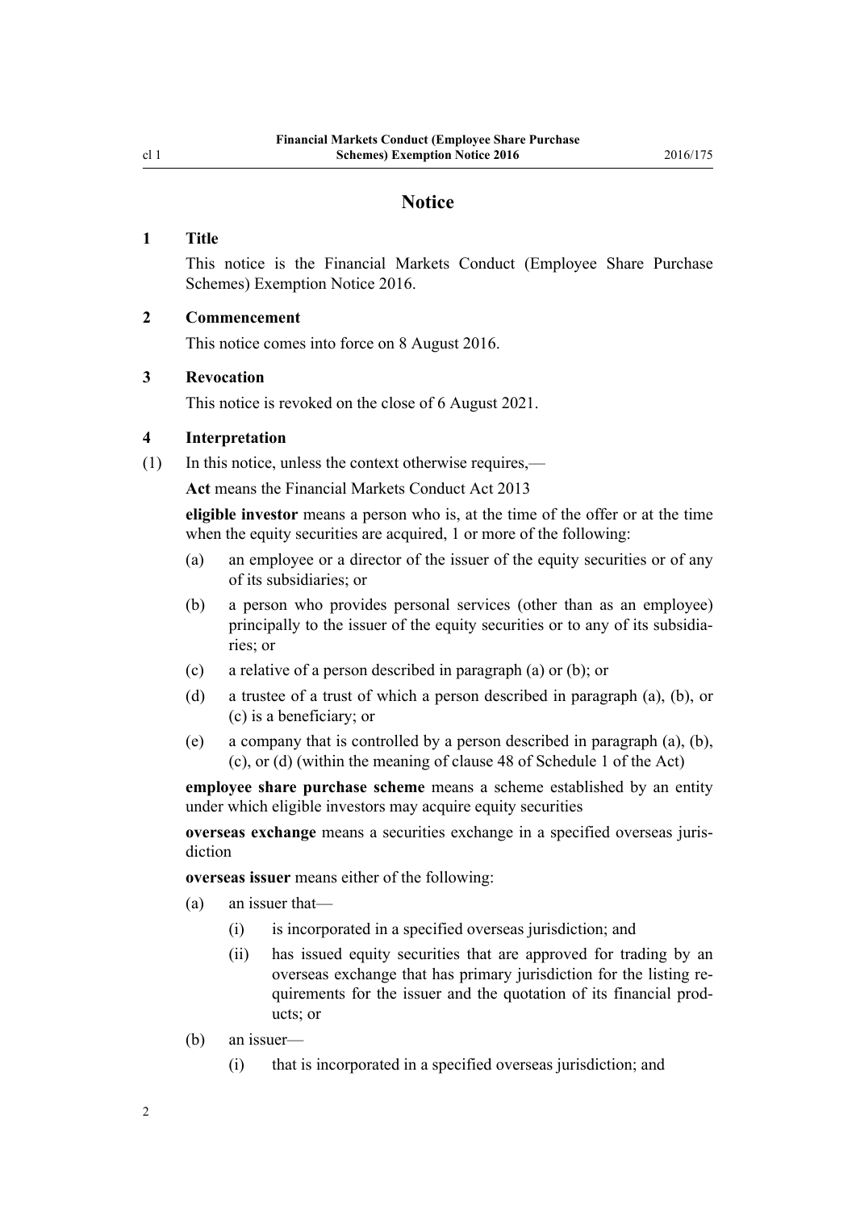## Notice

### 1 Title

This notice is the Financial Markets Conduct (Employee Share Purchase Schemes) Exemption Notice 2016.

### 2 Commencement

This notice comes into force on 8 August 2016.

### 3 Revocation

This notice is revoked on the close of 6 August 2021.

### 4 Interpretation

(1) In this notice, unless the context otherwise requires,—

**Act** means the Financial Markets Conduct Act 2013

**eligible investor** means a person who is, at the time of the offer or at the time when the equity securities are acquired, 1 or more of the following:

- (a) an employee or a director of the issuer of the equity securities or of any of its subsidiaries; or
- (b) a person who provides personal services (other than as an employee) principally to the issuer of the equity securities or to any of its subsidiaries; or
- (c) a relative of a person described in paragraph (a) or (b); or
- (d) a trustee of a trust of which a person described in paragraph (a), (b), or (c) is a beneficiary; or
- (e) a company that is controlled by a person described in paragraph (a), (b), (c), or (d) (within the meaning of clause 48 of Schedule 1 of the Act)

**employee share purchase scheme** means a scheme established by an entity under which eligible investors may acquire equity securities

**overseas exchange** means a securities exchange in a specified overseas jurisdiction

**overseas issuer** means either of the following:

- (a) an issuer that—
  - (i) is incorporated in a specified overseas jurisdiction; and
  - (ii) has issued equity securities that are approved for trading by an overseas exchange that has primary jurisdiction for the listing requirements for the issuer and the quotation of its financial products; or
- (b) an issuer—
  - (i) that is incorporated in a specified overseas jurisdiction; and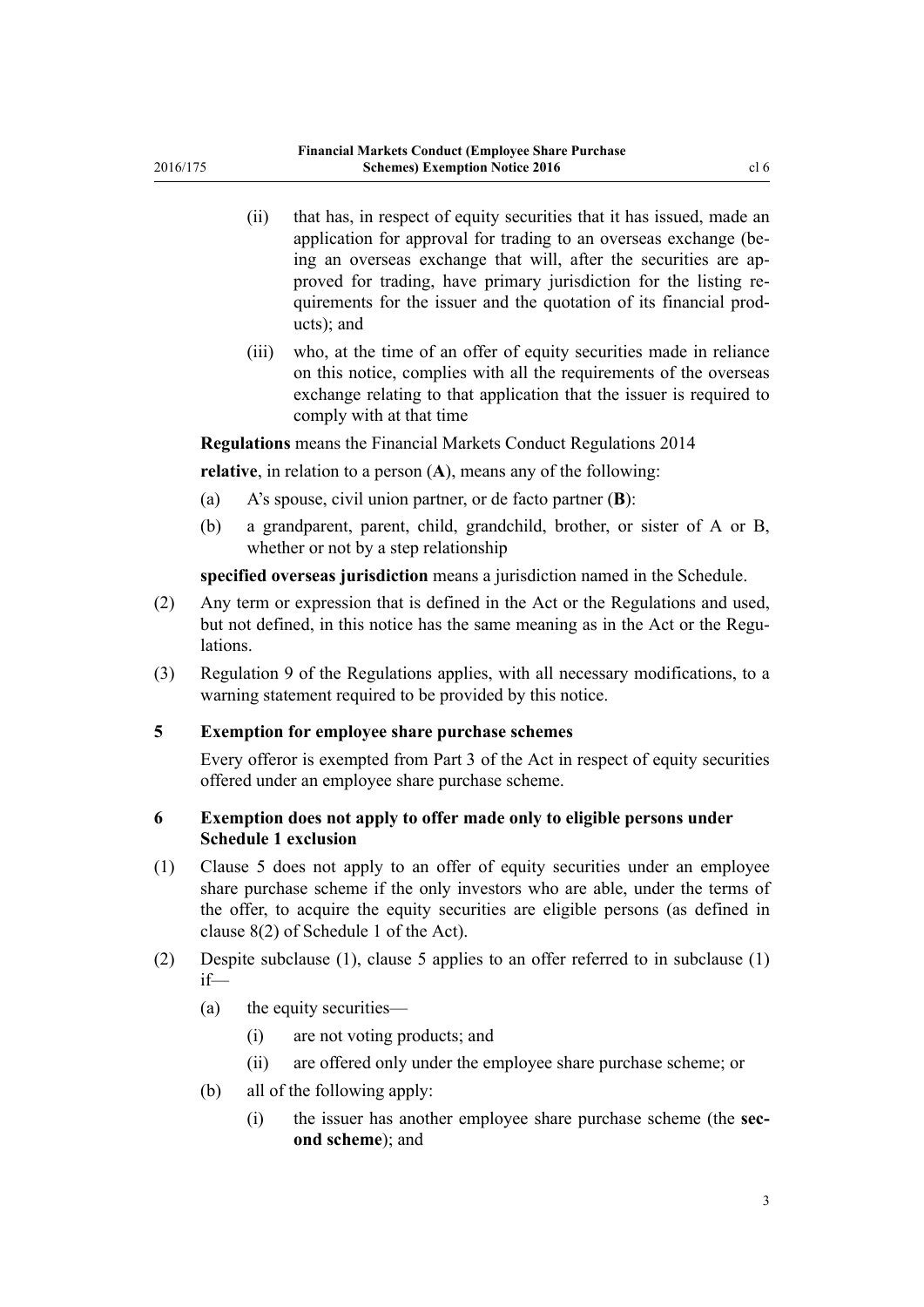(ii) that has, in respect of equity securities that it has issued, made an application for approval for trading to an overseas exchange (being an overseas exchange that will, after the securities are approved for trading, have primary jurisdiction for the listing requirements for the issuer and the quotation of its financial products); and

(iii) who, at the time of an offer of equity securities made in reliance on this notice, complies with all the requirements of the overseas exchange relating to that application that the issuer is required to comply with at that time

**Regulations** means the Financial Markets Conduct Regulations 2014

**relative**, in relation to a person (**A**), means any of the following:

(a) A's spouse, civil union partner, or de facto partner (**B**):

(b) a grandparent, parent, child, grandchild, brother, or sister of A or B, whether or not by a step relationship

**specified overseas jurisdiction** means a jurisdiction named in the Schedule.

(2) Any term or expression that is defined in the Act or the Regulations and used, but not defined, in this notice has the same meaning as in the Act or the Regulations.

(3) Regulation 9 of the Regulations applies, with all necessary modifications, to a warning statement required to be provided by this notice.

### 5 Exemption for employee share purchase schemes

Every offeror is exempted from Part 3 of the Act in respect of equity securities offered under an employee share purchase scheme.

### 6 Exemption does not apply to offer made only to eligible persons under Schedule 1 exclusion

(1) Clause 5 does not apply to an offer of equity securities under an employee share purchase scheme if the only investors who are able, under the terms of the offer, to acquire the equity securities are eligible persons (as defined in clause 8(2) of Schedule 1 of the Act).

(2) Despite subclause (1), clause 5 applies to an offer referred to in subclause (1) if—

(a) the equity securities—

(i) are not voting products; and

(ii) are offered only under the employee share purchase scheme; or

(b) all of the following apply:

(i) the issuer has another employee share purchase scheme (the **second scheme**); and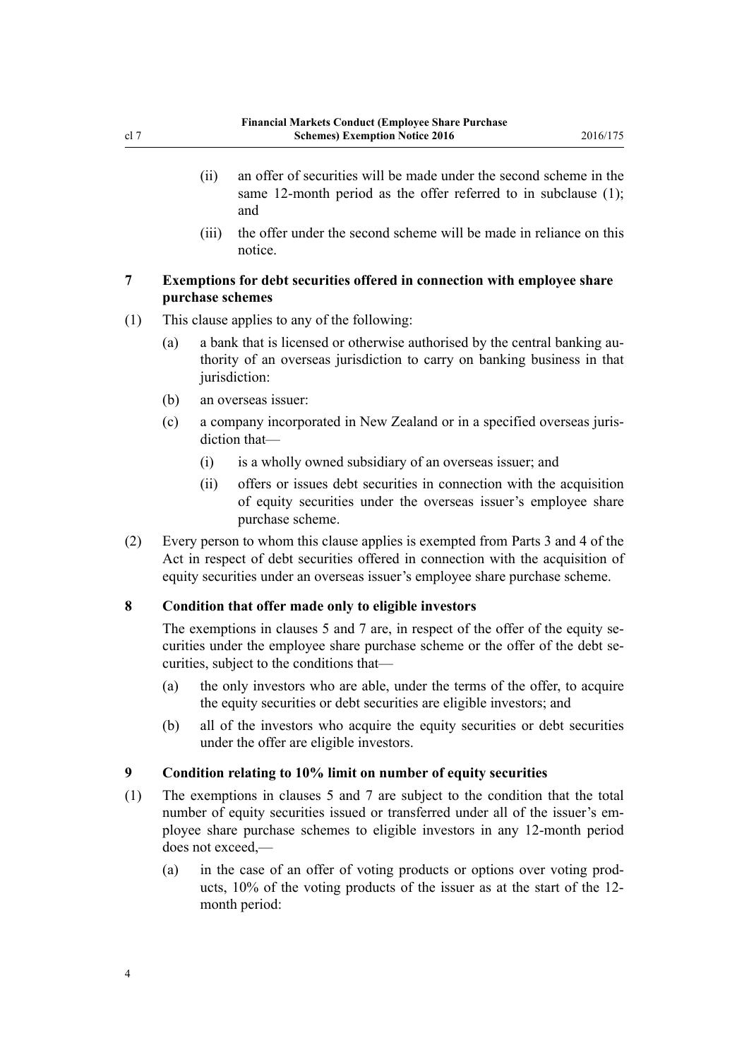(ii) an offer of securities will be made under the second scheme in the same 12-month period as the offer referred to in subclause (1); and

(iii) the offer under the second scheme will be made in reliance on this notice.

### 7 Exemptions for debt securities offered in connection with employee share purchase schemes

(1) This clause applies to any of the following:

(a) a bank that is licensed or otherwise authorised by the central banking authority of an overseas jurisdiction to carry on banking business in that jurisdiction:

(b) an overseas issuer:

(c) a company incorporated in New Zealand or in a specified overseas jurisdiction that—

(i) is a wholly owned subsidiary of an overseas issuer; and

(ii) offers or issues debt securities in connection with the acquisition of equity securities under the overseas issuer's employee share purchase scheme.

(2) Every person to whom this clause applies is exempted from Parts 3 and 4 of the Act in respect of debt securities offered in connection with the acquisition of equity securities under an overseas issuer's employee share purchase scheme.

### 8 Condition that offer made only to eligible investors

The exemptions in clauses 5 and 7 are, in respect of the offer of the equity securities under the employee share purchase scheme or the offer of the debt securities, subject to the conditions that—

(a) the only investors who are able, under the terms of the offer, to acquire the equity securities or debt securities are eligible investors; and

(b) all of the investors who acquire the equity securities or debt securities under the offer are eligible investors.

### 9 Condition relating to 10% limit on number of equity securities

(1) The exemptions in clauses 5 and 7 are subject to the condition that the total number of equity securities issued or transferred under all of the issuer's employee share purchase schemes to eligible investors in any 12-month period does not exceed,—

(a) in the case of an offer of voting products or options over voting products, 10% of the voting products of the issuer as at the start of the 12-month period: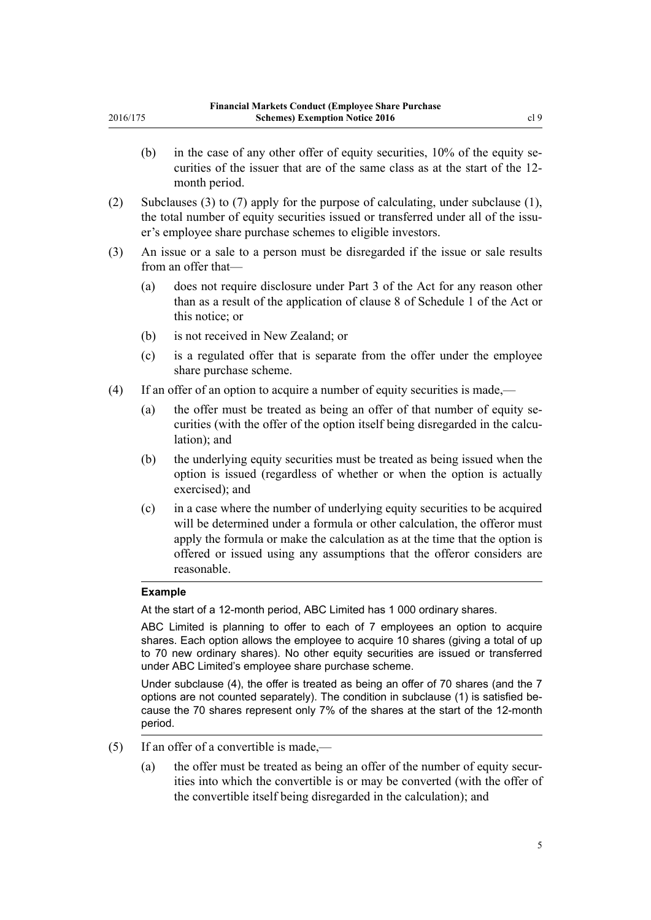(b) in the case of any other offer of equity securities, 10% of the equity securities of the issuer that are of the same class as at the start of the 12-month period.

(2) Subclauses (3) to (7) apply for the purpose of calculating, under subclause (1), the total number of equity securities issued or transferred under all of the issuer's employee share purchase schemes to eligible investors.

(3) An issue or a sale to a person must be disregarded if the issue or sale results from an offer that—

(a) does not require disclosure under Part 3 of the Act for any reason other than as a result of the application of clause 8 of Schedule 1 of the Act or this notice; or

(b) is not received in New Zealand; or

(c) is a regulated offer that is separate from the offer under the employee share purchase scheme.

(4) If an offer of an option to acquire a number of equity securities is made,—

(a) the offer must be treated as being an offer of that number of equity securities (with the offer of the option itself being disregarded in the calculation); and

(b) the underlying equity securities must be treated as being issued when the option is issued (regardless of whether or when the option is actually exercised); and

(c) in a case where the number of underlying equity securities to be acquired will be determined under a formula or other calculation, the offeror must apply the formula or make the calculation as at the time that the option is offered or issued using any assumptions that the offeror considers are reasonable.

---

**Example**

At the start of a 12-month period, ABC Limited has 1 000 ordinary shares.

ABC Limited is planning to offer to each of 7 employees an option to acquire shares. Each option allows the employee to acquire 10 shares (giving a total of up to 70 new ordinary shares). No other equity securities are issued or transferred under ABC Limited's employee share purchase scheme.

Under subclause (4), the offer is treated as being an offer of 70 shares (and the 7 options are not counted separately). The condition in subclause (1) is satisfied because the 70 shares represent only 7% of the shares at the start of the 12-month period.

---

(5) If an offer of a convertible is made,—

(a) the offer must be treated as being an offer of the number of equity securities into which the convertible is or may be converted (with the offer of the convertible itself being disregarded in the calculation); and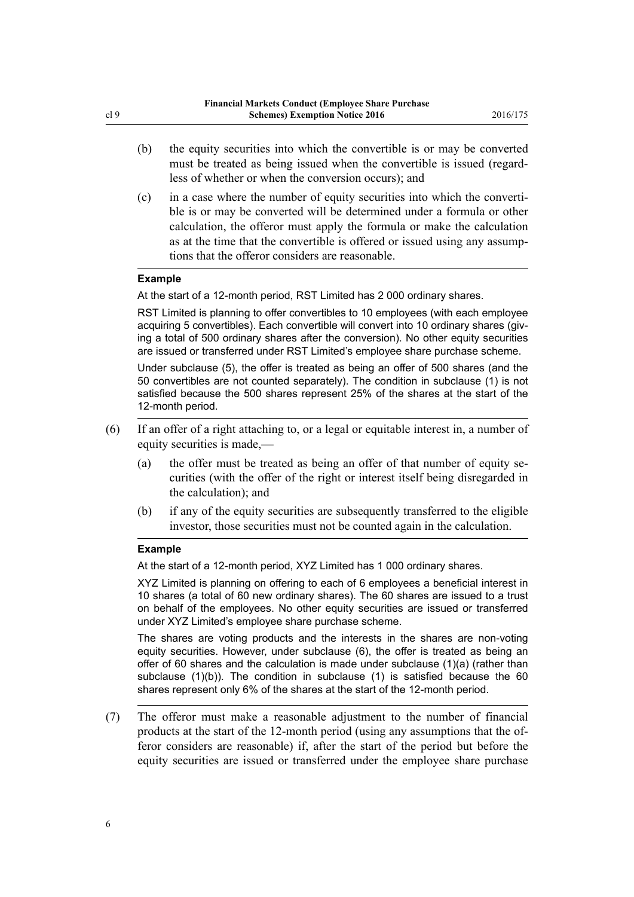(b) the equity securities into which the convertible is or may be converted must be treated as being issued when the convertible is issued (regardless of whether or when the conversion occurs); and

(c) in a case where the number of equity securities into which the convertible is or may be converted will be determined under a formula or other calculation, the offeror must apply the formula or make the calculation as at the time that the convertible is offered or issued using any assumptions that the offeror considers are reasonable.

**Example**

At the start of a 12-month period, RST Limited has 2 000 ordinary shares.

RST Limited is planning to offer convertibles to 10 employees (with each employee acquiring 5 convertibles). Each convertible will convert into 10 ordinary shares (giving a total of 500 ordinary shares after the conversion). No other equity securities are issued or transferred under RST Limited's employee share purchase scheme.

Under subclause (5), the offer is treated as being an offer of 500 shares (and the 50 convertibles are not counted separately). The condition in subclause (1) is not satisfied because the 500 shares represent 25% of the shares at the start of the 12-month period.

(6) If an offer of a right attaching to, or a legal or equitable interest in, a number of equity securities is made,—

(a) the offer must be treated as being an offer of that number of equity securities (with the offer of the right or interest itself being disregarded in the calculation); and

(b) if any of the equity securities are subsequently transferred to the eligible investor, those securities must not be counted again in the calculation.

**Example**

At the start of a 12-month period, XYZ Limited has 1 000 ordinary shares.

XYZ Limited is planning on offering to each of 6 employees a beneficial interest in 10 shares (a total of 60 new ordinary shares). The 60 shares are issued to a trust on behalf of the employees. No other equity securities are issued or transferred under XYZ Limited's employee share purchase scheme.

The shares are voting products and the interests in the shares are non-voting equity securities. However, under subclause (6), the offer is treated as being an offer of 60 shares and the calculation is made under subclause (1)(a) (rather than subclause (1)(b)). The condition in subclause (1) is satisfied because the 60 shares represent only 6% of the shares at the start of the 12-month period.

(7) The offeror must make a reasonable adjustment to the number of financial products at the start of the 12-month period (using any assumptions that the offeror considers are reasonable) if, after the start of the period but before the equity securities are issued or transferred under the employee share purchase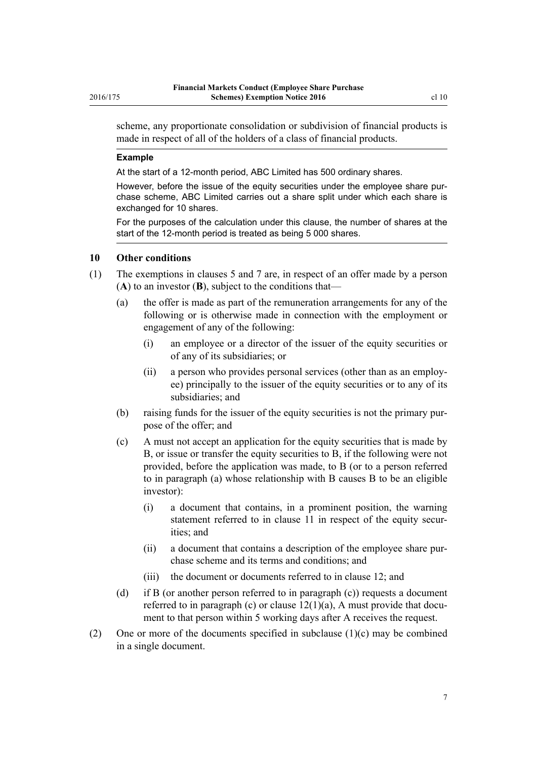scheme, any proportionate consolidation or subdivision of financial products is made in respect of all of the holders of a class of financial products.

**Example**

At the start of a 12-month period, ABC Limited has 500 ordinary shares.

However, before the issue of the equity securities under the employee share purchase scheme, ABC Limited carries out a share split under which each share is exchanged for 10 shares.

For the purposes of the calculation under this clause, the number of shares at the start of the 12-month period is treated as being 5 000 shares.

### 10 Other conditions

(1) The exemptions in clauses 5 and 7 are, in respect of an offer made by a person (**A**) to an investor (**B**), subject to the conditions that—

- (a) the offer is made as part of the remuneration arrangements for any of the following or is otherwise made in connection with the employment or engagement of any of the following:
  - (i) an employee or a director of the issuer of the equity securities or of any of its subsidiaries; or
  - (ii) a person who provides personal services (other than as an employee) principally to the issuer of the equity securities or to any of its subsidiaries; and
- (b) raising funds for the issuer of the equity securities is not the primary purpose of the offer; and
- (c) A must not accept an application for the equity securities that is made by B, or issue or transfer the equity securities to B, if the following were not provided, before the application was made, to B (or to a person referred to in paragraph (a) whose relationship with B causes B to be an eligible investor):
  - (i) a document that contains, in a prominent position, the warning statement referred to in clause 11 in respect of the equity securities; and
  - (ii) a document that contains a description of the employee share purchase scheme and its terms and conditions; and
  - (iii) the document or documents referred to in clause 12; and
- (d) if B (or another person referred to in paragraph (c)) requests a document referred to in paragraph (c) or clause 12(1)(a), A must provide that document to that person within 5 working days after A receives the request.

(2) One or more of the documents specified in subclause (1)(c) may be combined in a single document.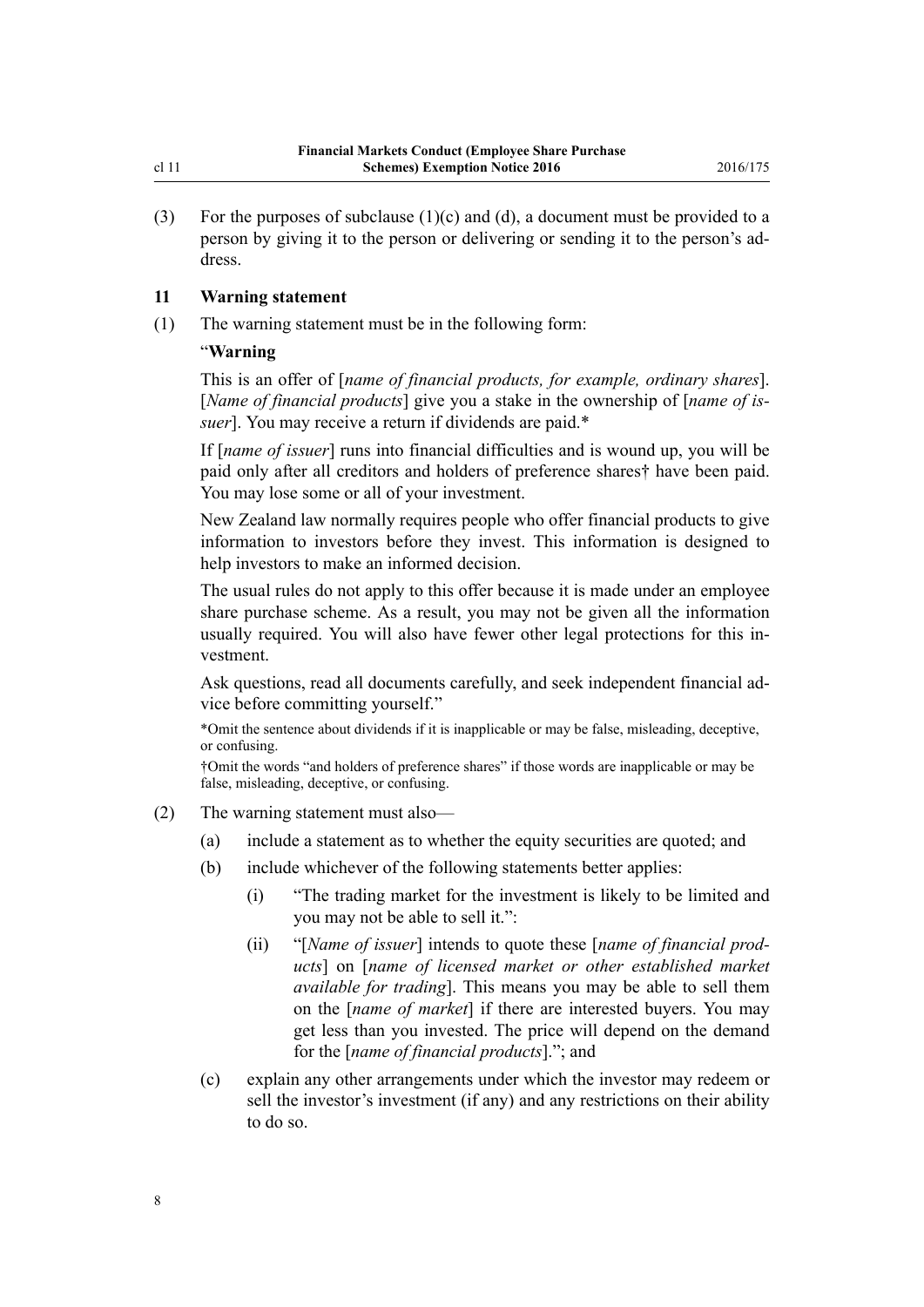(3) For the purposes of subclause (1)(c) and (d), a document must be provided to a person by giving it to the person or delivering or sending it to the person's address.

### 11 Warning statement

(1) The warning statement must be in the following form:

"**Warning**

This is an offer of [*name of financial products, for example, ordinary shares*]. [*Name of financial products*] give you a stake in the ownership of [*name of issuer*]. You may receive a return if dividends are paid.*

If [*name of issuer*] runs into financial difficulties and is wound up, you will be paid only after all creditors and holders of preference shares† have been paid. You may lose some or all of your investment.

New Zealand law normally requires people who offer financial products to give information to investors before they invest. This information is designed to help investors to make an informed decision.

The usual rules do not apply to this offer because it is made under an employee share purchase scheme. As a result, you may not be given all the information usually required. You will also have fewer other legal protections for this investment.

Ask questions, read all documents carefully, and seek independent financial advice before committing yourself."

*Omit the sentence about dividends if it is inapplicable or may be false, misleading, deceptive, or confusing.

†Omit the words "and holders of preference shares" if those words are inapplicable or may be false, misleading, deceptive, or confusing.

(2) The warning statement must also—

(a) include a statement as to whether the equity securities are quoted; and

(b) include whichever of the following statements better applies:

(i) "The trading market for the investment is likely to be limited and you may not be able to sell it.":

(ii) "[*Name of issuer*] intends to quote these [*name of financial products*] on [*name of licensed market or other established market available for trading*]. This means you may be able to sell them on the [*name of market*] if there are interested buyers. You may get less than you invested. The price will depend on the demand for the [*name of financial products*]."; and

(c) explain any other arrangements under which the investor may redeem or sell the investor's investment (if any) and any restrictions on their ability to do so.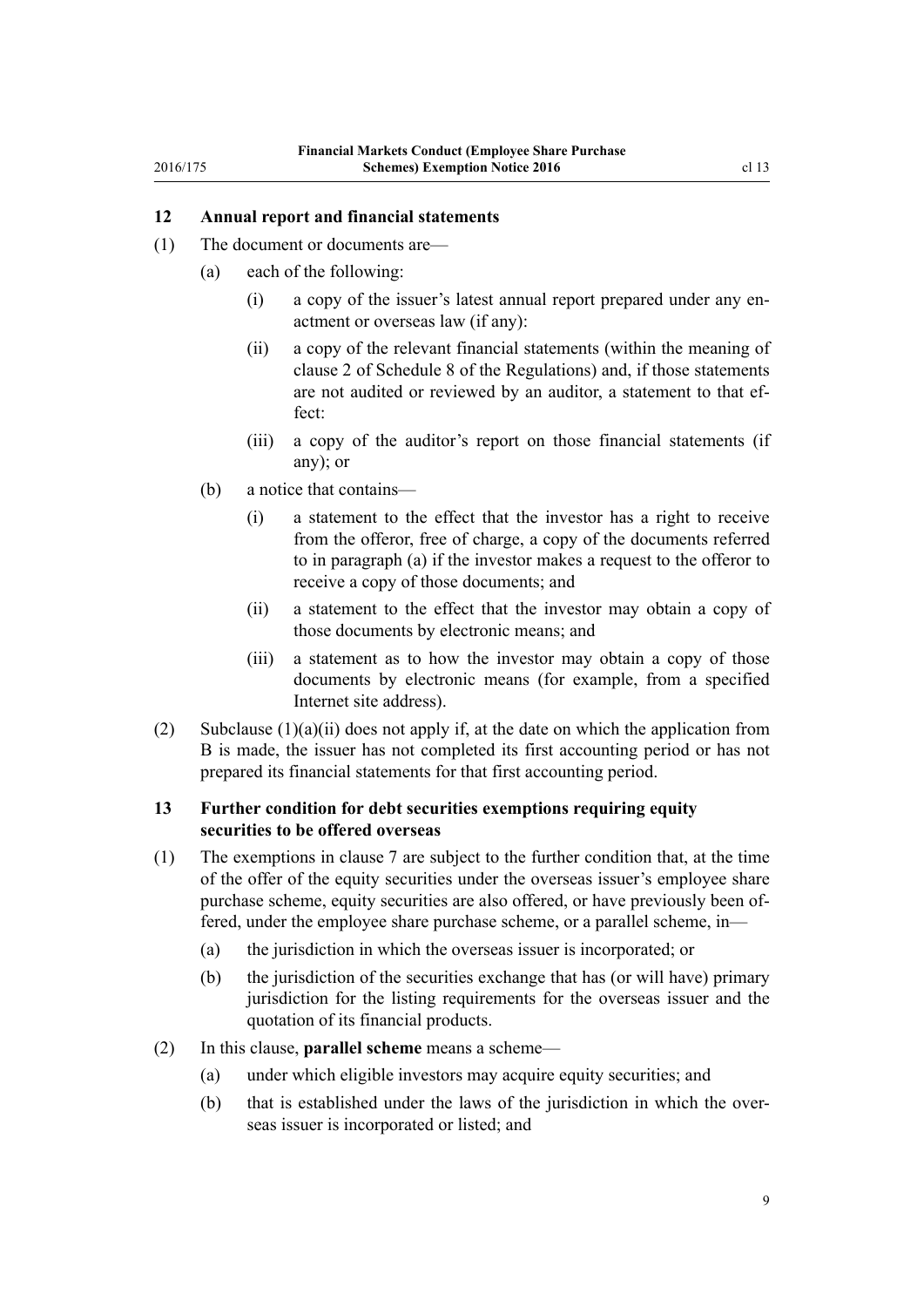## 12 Annual report and financial statements

(1) The document or documents are—

- (a) each of the following:
  - (i) a copy of the issuer's latest annual report prepared under any enactment or overseas law (if any):
  - (ii) a copy of the relevant financial statements (within the meaning of clause 2 of Schedule 8 of the Regulations) and, if those statements are not audited or reviewed by an auditor, a statement to that effect:
  - (iii) a copy of the auditor's report on those financial statements (if any); or
- (b) a notice that contains—
  - (i) a statement to the effect that the investor has a right to receive from the offeror, free of charge, a copy of the documents referred to in paragraph (a) if the investor makes a request to the offeror to receive a copy of those documents; and
  - (ii) a statement to the effect that the investor may obtain a copy of those documents by electronic means; and
  - (iii) a statement as to how the investor may obtain a copy of those documents by electronic means (for example, from a specified Internet site address).

(2) Subclause (1)(a)(ii) does not apply if, at the date on which the application from B is made, the issuer has not completed its first accounting period or has not prepared its financial statements for that first accounting period.

## 13 Further condition for debt securities exemptions requiring equity securities to be offered overseas

(1) The exemptions in clause 7 are subject to the further condition that, at the time of the offer of the equity securities under the overseas issuer's employee share purchase scheme, equity securities are also offered, or have previously been offered, under the employee share purchase scheme, or a parallel scheme, in—

- (a) the jurisdiction in which the overseas issuer is incorporated; or
- (b) the jurisdiction of the securities exchange that has (or will have) primary jurisdiction for the listing requirements for the overseas issuer and the quotation of its financial products.

(2) In this clause, **parallel scheme** means a scheme—

- (a) under which eligible investors may acquire equity securities; and
- (b) that is established under the laws of the jurisdiction in which the overseas issuer is incorporated or listed; and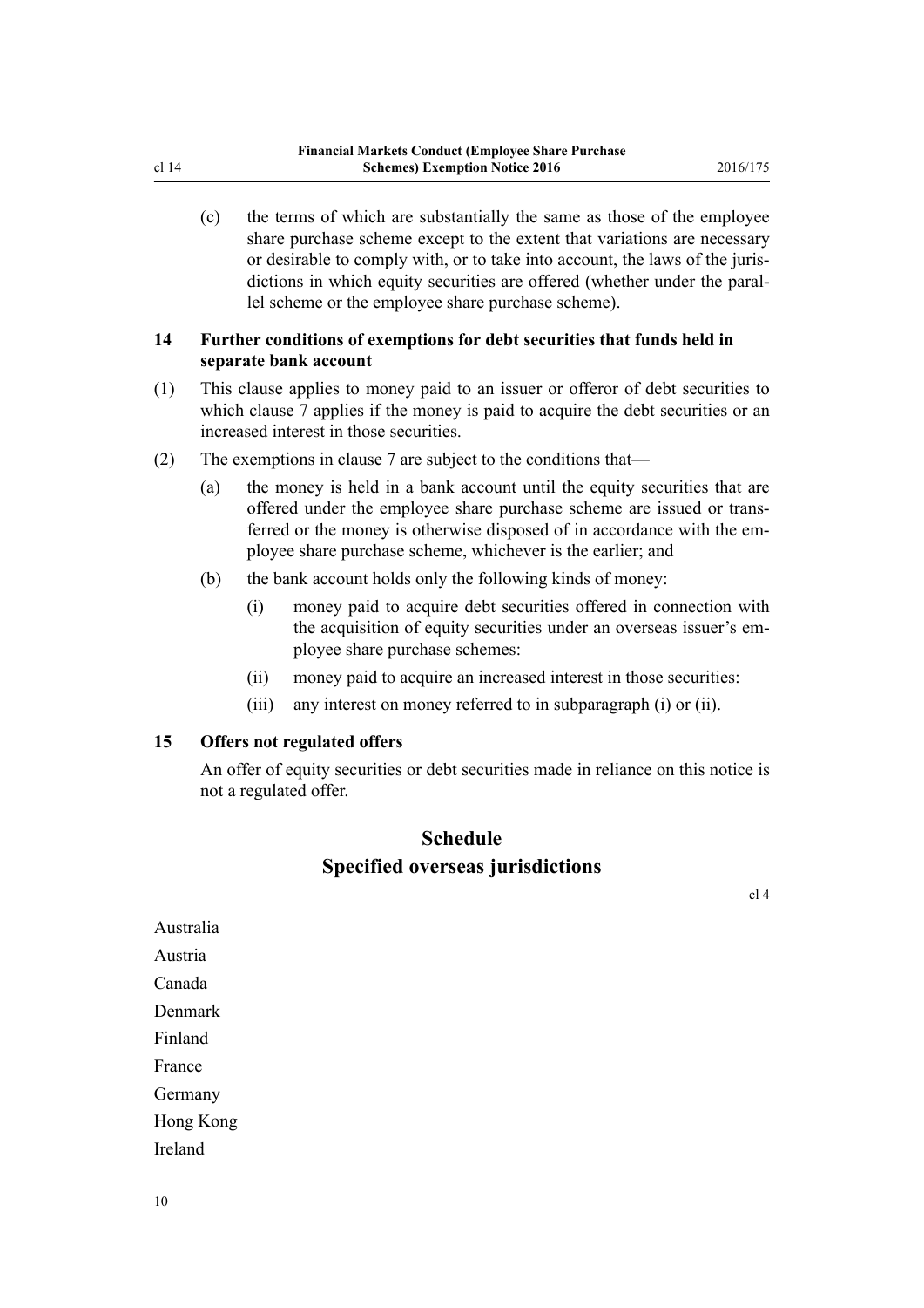(c) the terms of which are substantially the same as those of the employee share purchase scheme except to the extent that variations are necessary or desirable to comply with, or to take into account, the laws of the jurisdictions in which equity securities are offered (whether under the parallel scheme or the employee share purchase scheme).

### 14 Further conditions of exemptions for debt securities that funds held in separate bank account

(1) This clause applies to money paid to an issuer or offeror of debt securities to which clause 7 applies if the money is paid to acquire the debt securities or an increased interest in those securities.

(2) The exemptions in clause 7 are subject to the conditions that—

(a) the money is held in a bank account until the equity securities that are offered under the employee share purchase scheme are issued or transferred or the money is otherwise disposed of in accordance with the employee share purchase scheme, whichever is the earlier; and

(b) the bank account holds only the following kinds of money:

(i) money paid to acquire debt securities offered in connection with the acquisition of equity securities under an overseas issuer's employee share purchase schemes:

(ii) money paid to acquire an increased interest in those securities:

(iii) any interest on money referred to in subparagraph (i) or (ii).

### 15 Offers not regulated offers

An offer of equity securities or debt securities made in reliance on this notice is not a regulated offer.

## Schedule
## Specified overseas jurisdictions

cl 4

Australia

Austria

Canada

Denmark

Finland

France

Germany

Hong Kong

Ireland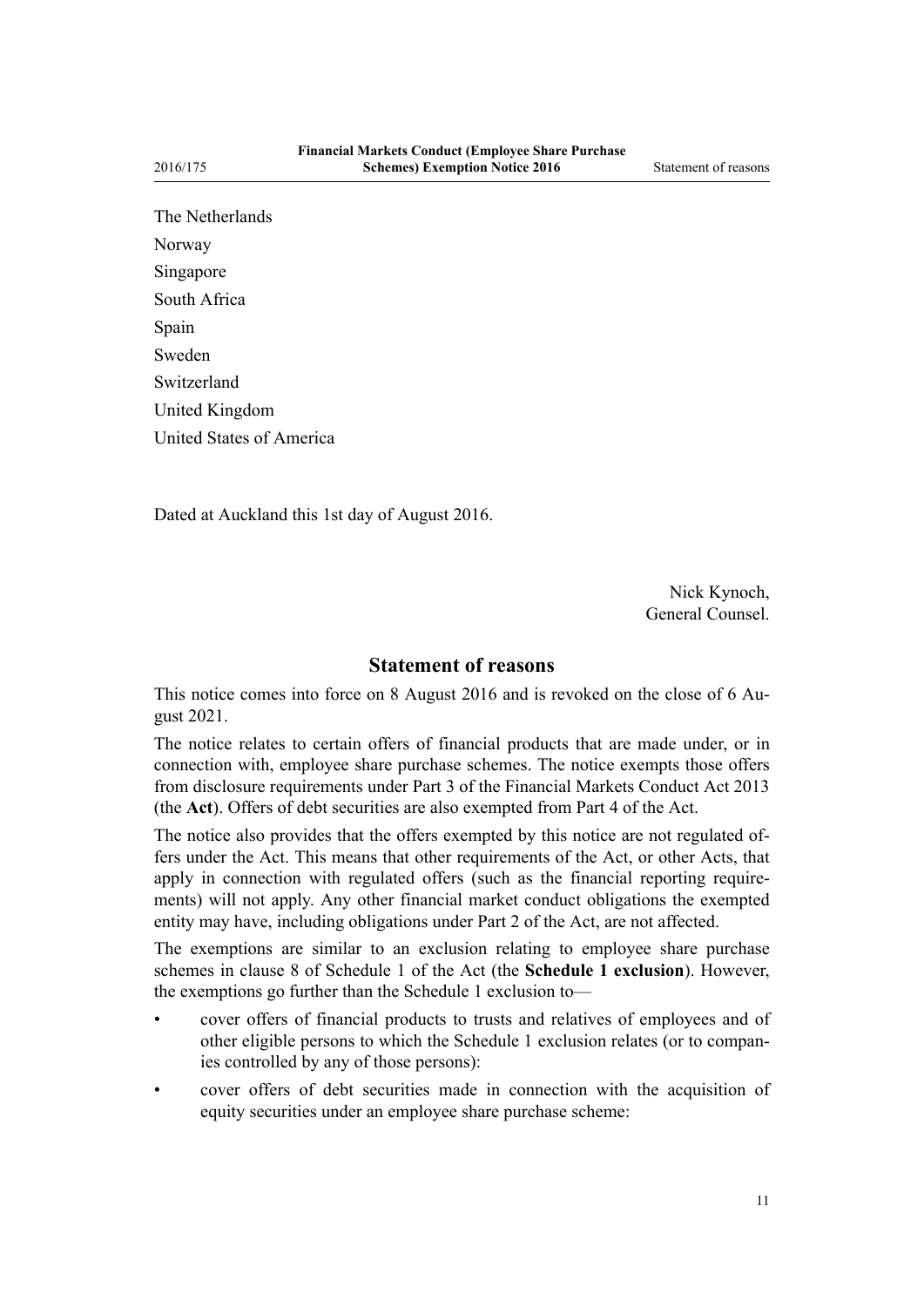The Netherlands

Norway

Singapore

South Africa

Spain

Sweden

Switzerland

United Kingdom

United States of America

Dated at Auckland this 1st day of August 2016.

Nick Kynoch,
General Counsel.

## Statement of reasons

This notice comes into force on 8 August 2016 and is revoked on the close of 6 August 2021.

The notice relates to certain offers of financial products that are made under, or in connection with, employee share purchase schemes. The notice exempts those offers from disclosure requirements under Part 3 of the Financial Markets Conduct Act 2013 (the **Act**). Offers of debt securities are also exempted from Part 4 of the Act.

The notice also provides that the offers exempted by this notice are not regulated offers under the Act. This means that other requirements of the Act, or other Acts, that apply in connection with regulated offers (such as the financial reporting requirements) will not apply. Any other financial market conduct obligations the exempted entity may have, including obligations under Part 2 of the Act, are not affected.

The exemptions are similar to an exclusion relating to employee share purchase schemes in clause 8 of Schedule 1 of the Act (the **Schedule 1 exclusion**). However, the exemptions go further than the Schedule 1 exclusion to—

- cover offers of financial products to trusts and relatives of employees and of other eligible persons to which the Schedule 1 exclusion relates (or to companies controlled by any of those persons):
- cover offers of debt securities made in connection with the acquisition of equity securities under an employee share purchase scheme: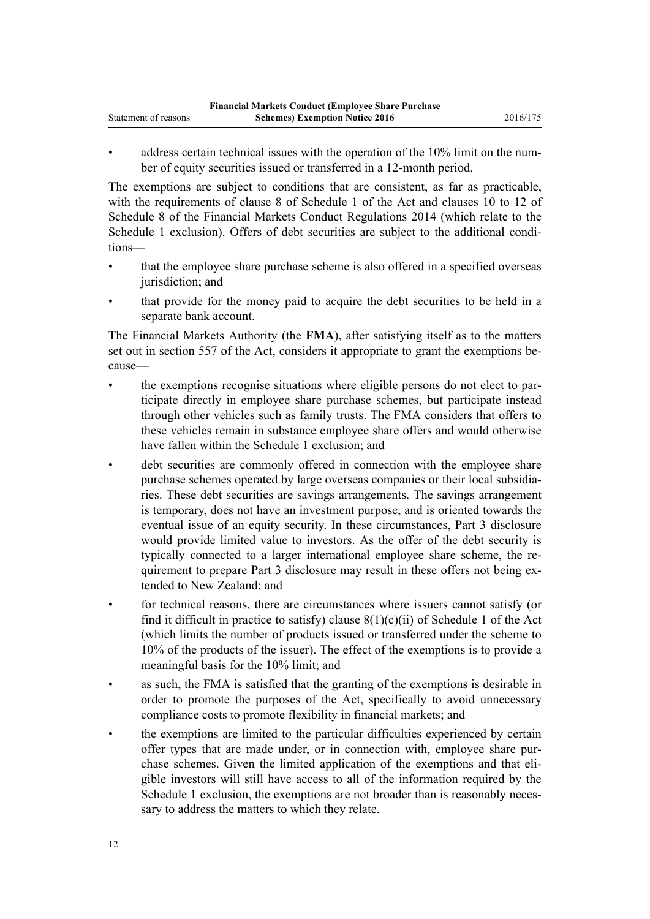- address certain technical issues with the operation of the 10% limit on the number of equity securities issued or transferred in a 12-month period.

The exemptions are subject to conditions that are consistent, as far as practicable, with the requirements of clause 8 of Schedule 1 of the Act and clauses 10 to 12 of Schedule 8 of the Financial Markets Conduct Regulations 2014 (which relate to the Schedule 1 exclusion). Offers of debt securities are subject to the additional conditions—

- that the employee share purchase scheme is also offered in a specified overseas jurisdiction; and
- that provide for the money paid to acquire the debt securities to be held in a separate bank account.

The Financial Markets Authority (the **FMA**), after satisfying itself as to the matters set out in section 557 of the Act, considers it appropriate to grant the exemptions because—

- the exemptions recognise situations where eligible persons do not elect to participate directly in employee share purchase schemes, but participate instead through other vehicles such as family trusts. The FMA considers that offers to these vehicles remain in substance employee share offers and would otherwise have fallen within the Schedule 1 exclusion; and
- debt securities are commonly offered in connection with the employee share purchase schemes operated by large overseas companies or their local subsidiaries. These debt securities are savings arrangements. The savings arrangement is temporary, does not have an investment purpose, and is oriented towards the eventual issue of an equity security. In these circumstances, Part 3 disclosure would provide limited value to investors. As the offer of the debt security is typically connected to a larger international employee share scheme, the requirement to prepare Part 3 disclosure may result in these offers not being extended to New Zealand; and
- for technical reasons, there are circumstances where issuers cannot satisfy (or find it difficult in practice to satisfy) clause 8(1)(c)(ii) of Schedule 1 of the Act (which limits the number of products issued or transferred under the scheme to 10% of the products of the issuer). The effect of the exemptions is to provide a meaningful basis for the 10% limit; and
- as such, the FMA is satisfied that the granting of the exemptions is desirable in order to promote the purposes of the Act, specifically to avoid unnecessary compliance costs to promote flexibility in financial markets; and
- the exemptions are limited to the particular difficulties experienced by certain offer types that are made under, or in connection with, employee share purchase schemes. Given the limited application of the exemptions and that eligible investors will still have access to all of the information required by the Schedule 1 exclusion, the exemptions are not broader than is reasonably necessary to address the matters to which they relate.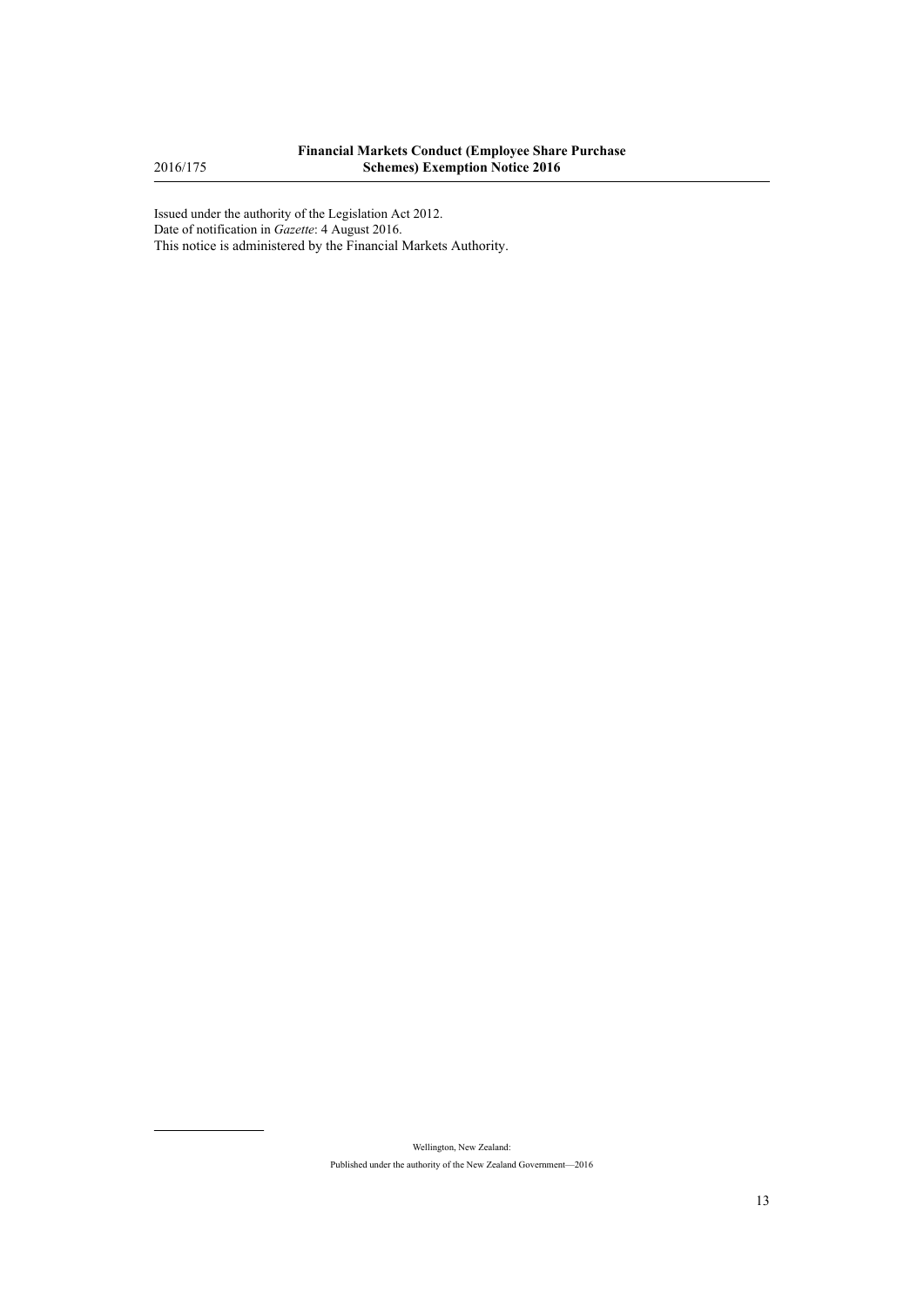Issued under the authority of the Legislation Act 2012.
Date of notification in *Gazette*: 4 August 2016.
This notice is administered by the Financial Markets Authority.

Wellington, New Zealand:
Published under the authority of the New Zealand Government—2016